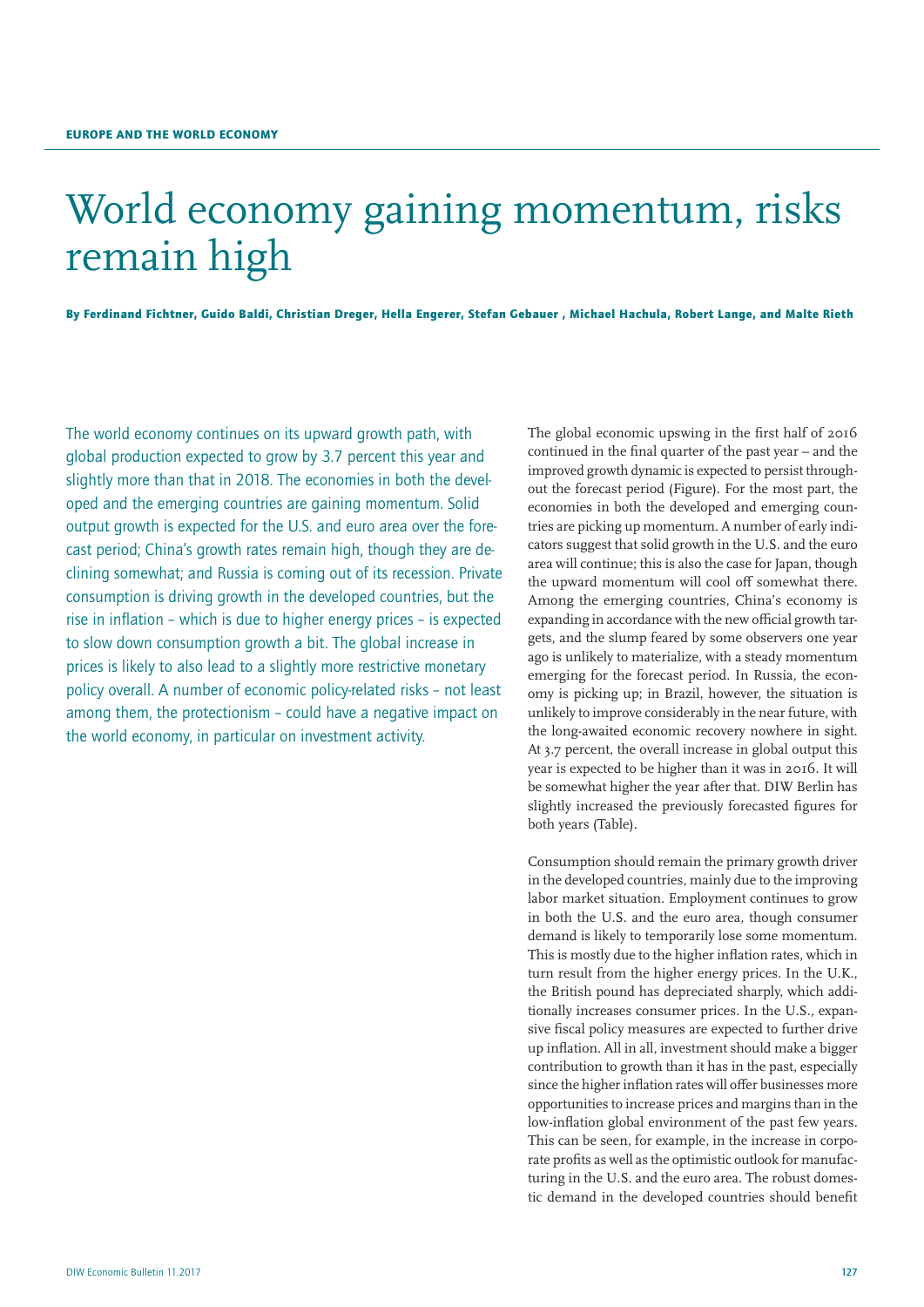EUROPE AND THE WORLD ECONOMY

# World economy gaining momentum, risks remain high

**By Ferdinand Fichtner, Guido Baldi, Christian Dreger, Hella Engerer, Stefan Gebauer , Michael Hachula, Robert Lange, and Malte Rieth**

The world economy continues on its upward growth path, with global production expected to grow by 3.7 percent this year and slightly more than that in 2018. The economies in both the developed and the emerging countries are gaining momentum. Solid output growth is expected for the U.S. and euro area over the forecast period; China's growth rates remain high, though they are declining somewhat; and Russia is coming out of its recession. Private consumption is driving growth in the developed countries, but the rise in inflation – which is due to higher energy prices – is expected to slow down consumption growth a bit. The global increase in prices is likely to also lead to a slightly more restrictive monetary policy overall. A number of economic policy-related risks – not least among them, the protectionism – could have a negative impact on the world economy, in particular on investment activity.

The global economic upswing in the first half of 2016 continued in the final quarter of the past year – and the improved growth dynamic is expected to persist throughout the forecast period (Figure). For the most part, the economies in both the developed and emerging countries are picking up momentum. A number of early indicators suggest that solid growth in the U.S. and the euro area will continue; this is also the case for Japan, though the upward momentum will cool off somewhat there. Among the emerging countries, China's economy is expanding in accordance with the new official growth targets, and the slump feared by some observers one year ago is unlikely to materialize, with a steady momentum emerging for the forecast period. In Russia, the economy is picking up; in Brazil, however, the situation is unlikely to improve considerably in the near future, with the long-awaited economic recovery nowhere in sight. At 3.7 percent, the overall increase in global output this year is expected to be higher than it was in 2016. It will be somewhat higher the year after that. DIW Berlin has slightly increased the previously forecasted figures for both years (Table).

Consumption should remain the primary growth driver in the developed countries, mainly due to the improving labor market situation. Employment continues to grow in both the U.S. and the euro area, though consumer demand is likely to temporarily lose some momentum. This is mostly due to the higher inflation rates, which in turn result from the higher energy prices. In the U.K., the British pound has depreciated sharply, which additionally increases consumer prices. In the U.S., expansive fiscal policy measures are expected to further drive up inflation. All in all, investment should make a bigger contribution to growth than it has in the past, especially since the higher inflation rates will offer businesses more opportunities to increase prices and margins than in the low-inflation global environment of the past few years. This can be seen, for example, in the increase in corporate profits as well as the optimistic outlook for manufacturing in the U.S. and the euro area. The robust domestic demand in the developed countries should benefit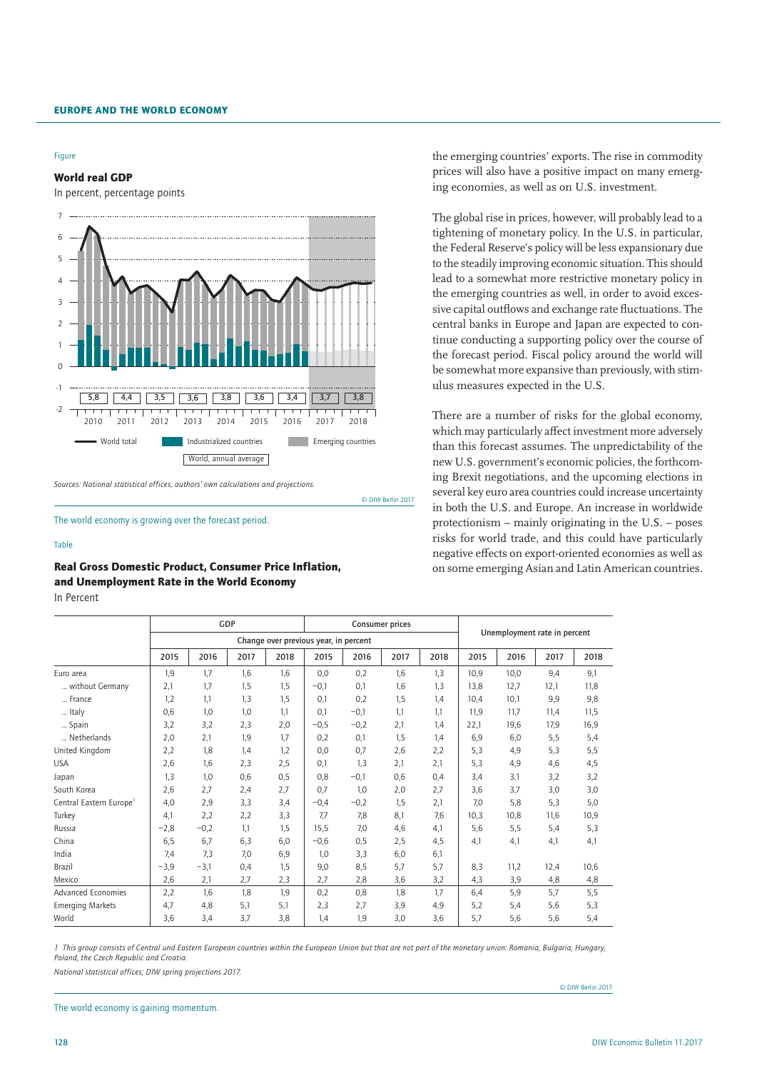Figure

**World real GDP**

In percent, percentage points

Sources: National statistical offices, authors' own calculations and projections.

© DIW Berlin 2017

The world economy is growing over the forecast period.

the emerging countries' exports. The rise in commodity prices will also have a positive impact on many emerging economies, as well as on U.S. investment.

The global rise in prices, however, will probably lead to a tightening of monetary policy. In the U.S. in particular, the Federal Reserve's policy will be less expansionary due to the steadily improving economic situation. This should lead to a somewhat more restrictive monetary policy in the emerging countries as well, in order to avoid excessive capital outflows and exchange rate fluctuations. The central banks in Europe and Japan are expected to continue conducting a supporting policy over the course of the forecast period. Fiscal policy around the world will be somewhat more expansive than previously, with stimulus measures expected in the U.S.

There are a number of risks for the global economy, which may particularly affect investment more adversely than this forecast assumes. The unpredictability of the new U.S. government's economic policies, the forthcoming Brexit negotiations, and the upcoming elections in several key euro area countries could increase uncertainty in both the U.S. and Europe. An increase in worldwide protectionism – mainly originating in the U.S. – poses risks for world trade, and this could have particularly negative effects on export-oriented economies as well as on some emerging Asian and Latin American countries.

Table

**Real Gross Domestic Product, Consumer Price Inflation, and Unemployment Rate in the World Economy**

In Percent

| | GDP | | | | Consumer prices | | | | Unemployment rate in percent | | | |
|---|---|---|---|---|---|---|---|---|---|---|---|---|
| | Change over previous year, in percent | | | | | | | | | | | |
| | 2015 | 2016 | 2017 | 2018 | 2015 | 2016 | 2017 | 2018 | 2015 | 2016 | 2017 | 2018 |
| Euro area | 1,9 | 1,7 | 1,6 | 1,6 | 0,0 | 0,2 | 1,6 | 1,3 | 10,9 | 10,0 | 9,4 | 9,1 |
| ... without Germany | 2,1 | 1,7 | 1,5 | 1,5 | −0,1 | 0,1 | 1,6 | 1,3 | 13,8 | 12,7 | 12,1 | 11,8 |
| ... France | 1,2 | 1,1 | 1,3 | 1,5 | 0,1 | 0,2 | 1,5 | 1,4 | 10,4 | 10,1 | 9,9 | 9,8 |
| ... Italy | 0,6 | 1,0 | 1,0 | 1,1 | 0,1 | −0,1 | 1,1 | 1,1 | 11,9 | 11,7 | 11,4 | 11,5 |
| ... Spain | 3,2 | 3,2 | 2,3 | 2,0 | −0,5 | −0,2 | 2,1 | 1,4 | 22,1 | 19,6 | 17,9 | 16,9 |
| ... Netherlands | 2,0 | 2,1 | 1,9 | 1,7 | 0,2 | 0,1 | 1,5 | 1,4 | 6,9 | 6,0 | 5,5 | 5,4 |
| United Kingdom | 2,2 | 1,8 | 1,4 | 1,2 | 0,0 | 0,7 | 2,6 | 2,2 | 5,3 | 4,9 | 5,3 | 5,5 |
| USA | 2,6 | 1,6 | 2,3 | 2,5 | 0,1 | 1,3 | 2,1 | 2,1 | 5,3 | 4,9 | 4,6 | 4,5 |
| Japan | 1,3 | 1,0 | 0,6 | 0,5 | 0,8 | −0,1 | 0,6 | 0,4 | 3,4 | 3,1 | 3,2 | 3,2 |
| South Korea | 2,6 | 2,7 | 2,4 | 2,7 | 0,7 | 1,0 | 2,0 | 2,7 | 3,6 | 3,7 | 3,0 | 3,0 |
| Central Eastern Europe[1] | 4,0 | 2,9 | 3,3 | 3,4 | −0,4 | −0,2 | 1,5 | 2,1 | 7,0 | 5,8 | 5,3 | 5,0 |
| Turkey | 4,1 | 2,2 | 2,2 | 3,3 | 7,7 | 7,8 | 8,1 | 7,6 | 10,3 | 10,8 | 11,6 | 10,9 |
| Russia | −2,8 | −0,2 | 1,1 | 1,5 | 15,5 | 7,0 | 4,6 | 4,1 | 5,6 | 5,5 | 5,4 | 5,3 |
| China | 6,5 | 6,7 | 6,3 | 6,0 | −0,6 | 0,5 | 2,5 | 4,5 | 4,1 | 4,1 | 4,1 | 4,1 |
| India | 7,4 | 7,3 | 7,0 | 6,9 | 1,0 | 3,3 | 6,0 | 6,1 | | | | |
| Brazil | −3,9 | −3,1 | 0,4 | 1,5 | 9,0 | 8,5 | 5,7 | 5,7 | 8,3 | 11,2 | 12,4 | 10,6 |
| Mexico | 2,6 | 2,1 | 2,7 | 2,3 | 2,7 | 2,8 | 3,6 | 3,2 | 4,3 | 3,9 | 4,8 | 4,8 |
| Advanced Economies | 2,2 | 1,6 | 1,8 | 1,9 | 0,2 | 0,8 | 1,8 | 1,7 | 6,4 | 5,9 | 5,7 | 5,5 |
| Emerging Markets | 4,7 | 4,8 | 5,1 | 5,1 | 2,3 | 2,7 | 3,9 | 4,9 | 5,2 | 5,4 | 5,6 | 5,3 |
| World | 3,6 | 3,4 | 3,7 | 3,8 | 1,4 | 1,9 | 3,0 | 3,6 | 5,7 | 5,6 | 5,6 | 5,4 |

*1 This group consists of Central und Eastern European countries within the European Union but that are not part of the monetary union: Romania, Bulgaria, Hungary, Poland, the Czech Republic and Croatia.*

*National statistical offices; DIW spring projections 2017.*

© DIW Berlin 2017

The world economy is gaining momentum.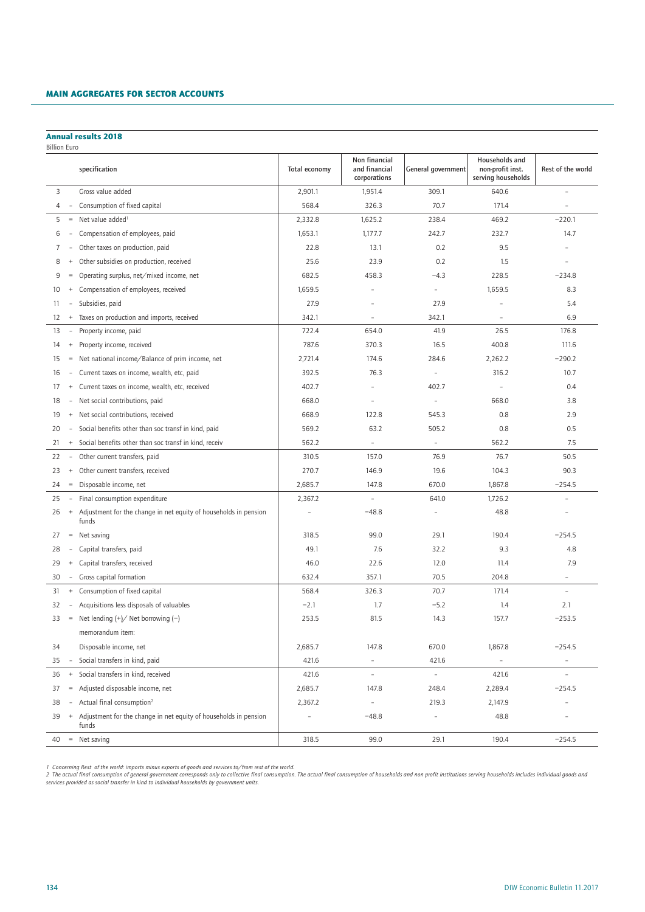## MAIN AGGREGATES FOR SECTOR ACCOUNTS

### Annual results 2018

Billion Euro

| | | specification | Total economy | Non financial and financial corporations | General government | Households and non-profit inst. serving households | Rest of the world |
|---|---|---|---|---|---|---|---|
| 3 | | Gross value added | 2,901.1 | 1,951.4 | 309.1 | 640.6 | – |
| 4 | – | Consumption of fixed capital | 568.4 | 326.3 | 70.7 | 171.4 | – |
| 5 | = | Net value added[1] | 2,332.8 | 1,625.2 | 238.4 | 469.2 | −220.1 |
| 6 | – | Compensation of employees, paid | 1,653.1 | 1,177.7 | 242.7 | 232.7 | 14.7 |
| 7 | – | Other taxes on production, paid | 22.8 | 13.1 | 0.2 | 9.5 | – |
| 8 | + | Other subsidies on production, received | 25.6 | 23.9 | 0.2 | 1.5 | – |
| 9 | = | Operating surplus, net/mixed income, net | 682.5 | 458.3 | −4.3 | 228.5 | −234.8 |
| 10 | + | Compensation of employees, received | 1,659.5 | – | – | 1,659.5 | 8.3 |
| 11 | – | Subsidies, paid | 27.9 | – | 27.9 | – | 5.4 |
| 12 | + | Taxes on production and imports, received | 342.1 | – | 342.1 | – | 6.9 |
| 13 | – | Property income, paid | 722.4 | 654.0 | 41.9 | 26.5 | 176.8 |
| 14 | + | Property income, received | 787.6 | 370.3 | 16.5 | 400.8 | 111.6 |
| 15 | = | Net national income/Balance of prim income, net | 2,721.4 | 174.6 | 284.6 | 2,262.2 | −290.2 |
| 16 | – | Current taxes on income, wealth, etc, paid | 392.5 | 76.3 | – | 316.2 | 10.7 |
| 17 | + | Current taxes on income, wealth, etc, received | 402.7 | – | 402.7 | – | 0.4 |
| 18 | – | Net social contributions, paid | 668.0 | – | – | 668.0 | 3.8 |
| 19 | + | Net social contributions, received | 668.9 | 122.8 | 545.3 | 0.8 | 2.9 |
| 20 | – | Social benefits other than soc transf in kind, paid | 569.2 | 63.2 | 505.2 | 0.8 | 0.5 |
| 21 | + | Social benefits other than soc transf in kind, receiv | 562.2 | – | – | 562.2 | 7.5 |
| 22 | – | Other current transfers, paid | 310.5 | 157.0 | 76.9 | 76.7 | 50.5 |
| 23 | + | Other current transfers, received | 270.7 | 146.9 | 19.6 | 104.3 | 90.3 |
| 24 | = | Disposable income, net | 2,685.7 | 147.8 | 670.0 | 1,867.8 | −254.5 |
| 25 | – | Final consumption expenditure | 2,367.2 | – | 641.0 | 1,726.2 | – |
| 26 | + | Adjustment for the change in net equity of households in pension funds | – | −48.8 | – | 48.8 | – |
| 27 | = | Net saving | 318.5 | 99.0 | 29.1 | 190.4 | −254.5 |
| 28 | – | Capital transfers, paid | 49.1 | 7.6 | 32.2 | 9.3 | 4.8 |
| 29 | + | Capital transfers, received | 46.0 | 22.6 | 12.0 | 11.4 | 7.9 |
| 30 | – | Gross capital formation | 632.4 | 357.1 | 70.5 | 204.8 | – |
| 31 | + | Consumption of fixed capital | 568.4 | 326.3 | 70.7 | 171.4 | – |
| 32 | – | Acquisitions less disposals of valuables | −2.1 | 1.7 | −5.2 | 1.4 | 2.1 |
| 33 | = | Net lending (+)/ Net borrowing (−) | 253.5 | 81.5 | 14.3 | 157.7 | −253.5 |
| | | memorandum item: | | | | | |
| 34 | | Disposable income, net | 2,685.7 | 147.8 | 670.0 | 1,867.8 | −254.5 |
| 35 | – | Social transfers in kind, paid | 421.6 | – | 421.6 | – | – |
| 36 | + | Social transfers in kind, received | 421.6 | – | – | 421.6 | – |
| 37 | = | Adjusted disposable income, net | 2,685.7 | 147.8 | 248.4 | 2,289.4 | −254.5 |
| 38 | – | Actual final consumption[2] | 2,367.2 | – | 219.3 | 2,147.9 | – |
| 39 | + | Adjustment for the change in net equity of households in pension funds | – | −48.8 | – | 48.8 | – |
| 40 | = | Net saving | 318.5 | 99.0 | 29.1 | 190.4 | −254.5 |

*1 Concerning Rest of the world: imports minus exports of goods and services to/from rest of the world.*

*2 The actual final consumption of general government corresponds only to collective final consumption. The actual final consumption of households and non profit institutions serving households includes individual goods and services provided as social transfer in kind to individual households by government units.*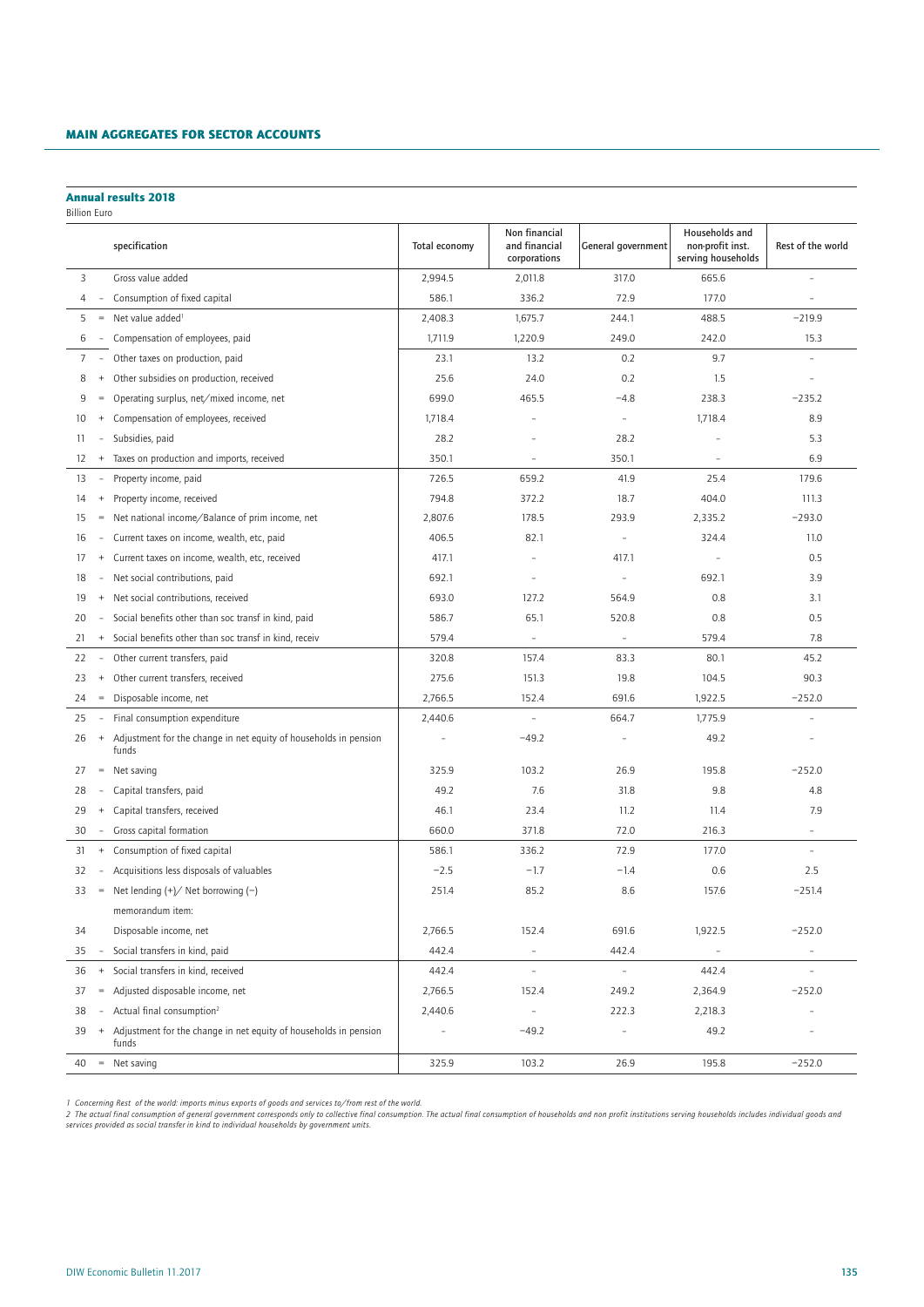## MAIN AGGREGATES FOR SECTOR ACCOUNTS

### Annual results 2018

Billion Euro

| | | specification | Total economy | Non financial and financial corporations | General government | Households and non-profit inst. serving households | Rest of the world |
|---|---|---|---|---|---|---|---|
| 3 | | Gross value added | 2,994.5 | 2,011.8 | 317.0 | 665.6 | – |
| 4 | – | Consumption of fixed capital | 586.1 | 336.2 | 72.9 | 177.0 | – |
| 5 | = | Net value added[1] | 2,408.3 | 1,675.7 | 244.1 | 488.5 | −219.9 |
| 6 | – | Compensation of employees, paid | 1,711.9 | 1,220.9 | 249.0 | 242.0 | 15.3 |
| 7 | – | Other taxes on production, paid | 23.1 | 13.2 | 0.2 | 9.7 | – |
| 8 | + | Other subsidies on production, received | 25.6 | 24.0 | 0.2 | 1.5 | – |
| 9 | = | Operating surplus, net/mixed income, net | 699.0 | 465.5 | −4.8 | 238.3 | −235.2 |
| 10 | + | Compensation of employees, received | 1,718.4 | – | – | 1,718.4 | 8.9 |
| 11 | – | Subsidies, paid | 28.2 | – | 28.2 | – | 5.3 |
| 12 | + | Taxes on production and imports, received | 350.1 | – | 350.1 | – | 6.9 |
| 13 | – | Property income, paid | 726.5 | 659.2 | 41.9 | 25.4 | 179.6 |
| 14 | + | Property income, received | 794.8 | 372.2 | 18.7 | 404.0 | 111.3 |
| 15 | = | Net national income/Balance of prim income, net | 2,807.6 | 178.5 | 293.9 | 2,335.2 | −293.0 |
| 16 | – | Current taxes on income, wealth, etc, paid | 406.5 | 82.1 | – | 324.4 | 11.0 |
| 17 | + | Current taxes on income, wealth, etc, received | 417.1 | – | 417.1 | – | 0.5 |
| 18 | – | Net social contributions, paid | 692.1 | – | – | 692.1 | 3.9 |
| 19 | + | Net social contributions, received | 693.0 | 127.2 | 564.9 | 0.8 | 3.1 |
| 20 | – | Social benefits other than soc transf in kind, paid | 586.7 | 65.1 | 520.8 | 0.8 | 0.5 |
| 21 | + | Social benefits other than soc transf in kind, receiv | 579.4 | – | – | 579.4 | 7.8 |
| 22 | – | Other current transfers, paid | 320.8 | 157.4 | 83.3 | 80.1 | 45.2 |
| 23 | + | Other current transfers, received | 275.6 | 151.3 | 19.8 | 104.5 | 90.3 |
| 24 | = | Disposable income, net | 2,766.5 | 152.4 | 691.6 | 1,922.5 | −252.0 |
| 25 | – | Final consumption expenditure | 2,440.6 | – | 664.7 | 1,775.9 | – |
| 26 | + | Adjustment for the change in net equity of households in pension funds | – | −49.2 | – | 49.2 | – |
| 27 | = | Net saving | 325.9 | 103.2 | 26.9 | 195.8 | −252.0 |
| 28 | – | Capital transfers, paid | 49.2 | 7.6 | 31.8 | 9.8 | 4.8 |
| 29 | + | Capital transfers, received | 46.1 | 23.4 | 11.2 | 11.4 | 7.9 |
| 30 | – | Gross capital formation | 660.0 | 371.8 | 72.0 | 216.3 | – |
| 31 | + | Consumption of fixed capital | 586.1 | 336.2 | 72.9 | 177.0 | – |
| 32 | – | Acquisitions less disposals of valuables | −2.5 | −1.7 | −1.4 | 0.6 | 2.5 |
| 33 | = | Net lending (+)/ Net borrowing (−) | 251.4 | 85.2 | 8.6 | 157.6 | −251.4 |
| | | memorandum item: | | | | | |
| 34 | | Disposable income, net | 2,766.5 | 152.4 | 691.6 | 1,922.5 | −252.0 |
| 35 | – | Social transfers in kind, paid | 442.4 | – | 442.4 | – | – |
| 36 | + | Social transfers in kind, received | 442.4 | – | – | 442.4 | – |
| 37 | = | Adjusted disposable income, net | 2,766.5 | 152.4 | 249.2 | 2,364.9 | −252.0 |
| 38 | – | Actual final consumption[2] | 2,440.6 | – | 222.3 | 2,218.3 | – |
| 39 | + | Adjustment for the change in net equity of households in pension funds | – | −49.2 | – | 49.2 | – |
| 40 | = | Net saving | 325.9 | 103.2 | 26.9 | 195.8 | −252.0 |

*1 Concerning Rest of the world: imports minus exports of goods and services to/from rest of the world.*

*2 The actual final consumption of general government corresponds only to collective final consumption. The actual final consumption of households and non profit institutions serving households includes individual goods and services provided as social transfer in kind to individual households by government units.*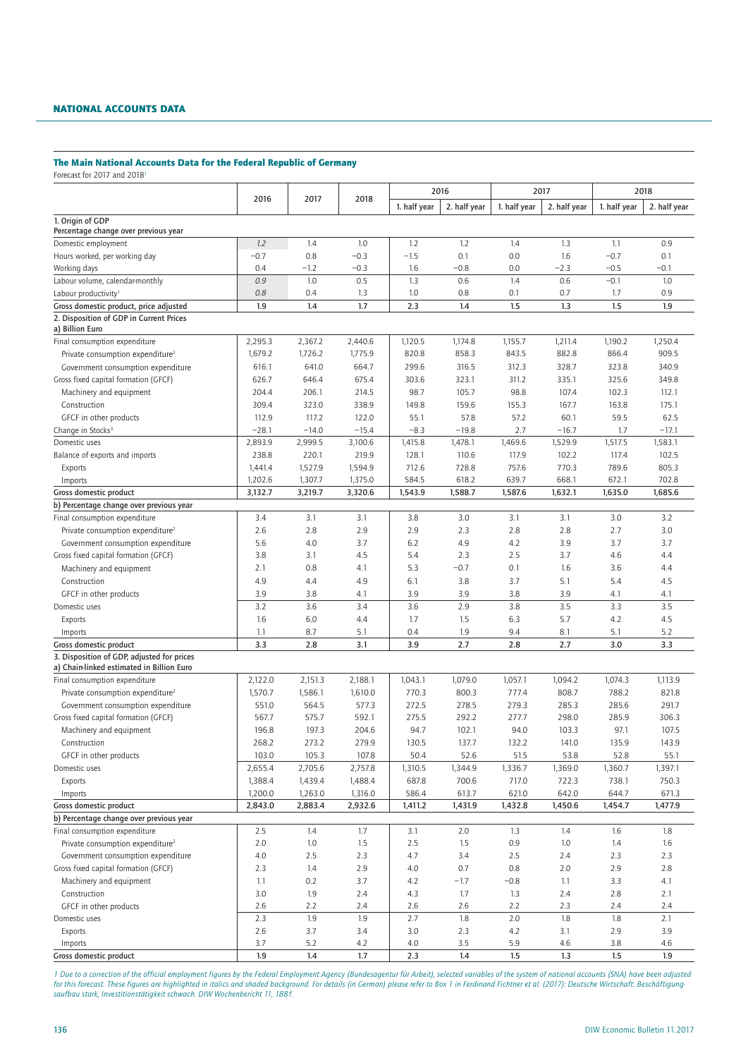## NATIONAL ACCOUNTS DATA

### The Main National Accounts Data for the Federal Republic of Germany

Forecast for 2017 and 2018[1]

| | 2016 | 2017 | 2018 | 2016 | | 2017 | | 2018 | |
|---|---|---|---|---|---|---|---|---|---|
| | | | | 1. half year | 2. half year | 1. half year | 2. half year | 1. half year | 2. half year |
| **1. Origin of GDP** Percentage change over previous year | | | | | | | | | |
| Domestic employment | *1.2* | 1.4 | 1.0 | 1.2 | 1.2 | 1.4 | 1.3 | 1.1 | 0.9 |
| Hours worked, per working day | −0.7 | 0.8 | −0.3 | −1.5 | 0.1 | 0.0 | 1.6 | −0.7 | 0.1 |
| Working days | 0.4 | −1.2 | −0.3 | 1.6 | −0.8 | 0.0 | −2.3 | −0.5 | −0.1 |
| Labour volume, calendar-monthly | *0.9* | 1.0 | 0.5 | 1.3 | 0.6 | 1.4 | 0.6 | −0.1 | 1.0 |
| Labour productivity[1] | *0.8* | 0.4 | 1.3 | 1.0 | 0.8 | 0.1 | 0.7 | 1.7 | 0.9 |
| **Gross domestic product, price adjusted** | **1.9** | **1.4** | **1.7** | **2.3** | **1.4** | **1.5** | **1.3** | **1.5** | **1.9** |
| **2. Disposition of GDP in Current Prices** a) Billion Euro | | | | | | | | | |
| Final consumption expenditure | 2,295.3 | 2,367.2 | 2,440.6 | 1,120.5 | 1,174.8 | 1,155.7 | 1,211.4 | 1,190.2 | 1,250.4 |
| Private consumption expenditure[2] | 1,679.2 | 1,726.2 | 1,775.9 | 820.8 | 858.3 | 843.5 | 882.8 | 866.4 | 909.5 |
| Government consumption expenditure | 616.1 | 641.0 | 664.7 | 299.6 | 316.5 | 312.3 | 328.7 | 323.8 | 340.9 |
| Gross fixed capital formation (GFCF) | 626.7 | 646.4 | 675.4 | 303.6 | 323.1 | 311.2 | 335.1 | 325.6 | 349.8 |
| Machinery and equipment | 204.4 | 206.1 | 214.5 | 98.7 | 105.7 | 98.8 | 107.4 | 102.3 | 112.1 |
| Construction | 309.4 | 323.0 | 338.9 | 149.8 | 159.6 | 155.3 | 167.7 | 163.8 | 175.1 |
| GFCF in other products | 112.9 | 117.2 | 122.0 | 55.1 | 57.8 | 57.2 | 60.1 | 59.5 | 62.5 |
| Change in Stocks[3] | −28.1 | −14.0 | −15.4 | −8.3 | −19.8 | 2.7 | −16.7 | 1.7 | −17.1 |
| Domestic uses | 2,893.9 | 2,999.5 | 3,100.6 | 1,415.8 | 1,478.1 | 1,469.6 | 1,529.9 | 1,517.5 | 1,583.1 |
| Balance of exports and imports | 238.8 | 220.1 | 219.9 | 128.1 | 110.6 | 117.9 | 102.2 | 117.4 | 102.5 |
| Exports | 1,441.4 | 1,527.9 | 1,594.9 | 712.6 | 728.8 | 757.6 | 770.3 | 789.6 | 805.3 |
| Imports | 1,202.6 | 1,307.7 | 1,375.0 | 584.5 | 618.2 | 639.7 | 668.1 | 672.1 | 702.8 |
| **Gross domestic product** | **3,132.7** | **3,219.7** | **3,320.6** | **1,543.9** | **1,588.7** | **1,587.6** | **1,632.1** | **1,635.0** | **1,685.6** |
| b) Percentage change over previous year | | | | | | | | | |
| Final consumption expenditure | 3.4 | 3.1 | 3.1 | 3.8 | 3.0 | 3.1 | 3.1 | 3.0 | 3.2 |
| Private consumption expenditure[2] | 2.6 | 2.8 | 2.9 | 2.9 | 2.3 | 2.8 | 2.8 | 2.7 | 3.0 |
| Government consumption expenditure | 5.6 | 4.0 | 3.7 | 6.2 | 4.9 | 4.2 | 3.9 | 3.7 | 3.7 |
| Gross fixed capital formation (GFCF) | 3.8 | 3.1 | 4.5 | 5.4 | 2.3 | 2.5 | 3.7 | 4.6 | 4.4 |
| Machinery and equipment | 2.1 | 0.8 | 4.1 | 5.3 | −0.7 | 0.1 | 1.6 | 3.6 | 4.4 |
| Construction | 4.9 | 4.4 | 4.9 | 6.1 | 3.8 | 3.7 | 5.1 | 5.4 | 4.5 |
| GFCF in other products | 3.9 | 3.8 | 4.1 | 3.9 | 3.9 | 3.8 | 3.9 | 4.1 | 4.1 |
| Domestic uses | 3.2 | 3.6 | 3.4 | 3.6 | 2.9 | 3.8 | 3.5 | 3.3 | 3.5 |
| Exports | 1.6 | 6.0 | 4.4 | 1.7 | 1.5 | 6.3 | 5.7 | 4.2 | 4.5 |
| Imports | 1.1 | 8.7 | 5.1 | 0.4 | 1.9 | 9.4 | 8.1 | 5.1 | 5.2 |
| **Gross domestic product** | **3.3** | **2.8** | **3.1** | **3.9** | **2.7** | **2.8** | **2.7** | **3.0** | **3.3** |
| **3. Disposition of GDP, adjusted for prices** a) Chain-linked estimated in Billion Euro | | | | | | | | | |
| Final consumption expenditure | 2,122.0 | 2,151.3 | 2,188.1 | 1,043.1 | 1,079.0 | 1,057.1 | 1,094.2 | 1,074.3 | 1,113.9 |
| Private consumption expenditure[2] | 1,570.7 | 1,586.1 | 1,610.0 | 770.3 | 800.3 | 777.4 | 808.7 | 788.2 | 821.8 |
| Government consumption expenditure | 551.0 | 564.5 | 577.3 | 272.5 | 278.5 | 279.3 | 285.3 | 285.6 | 291.7 |
| Gross fixed capital formation (GFCF) | 567.7 | 575.7 | 592.1 | 275.5 | 292.2 | 277.7 | 298.0 | 285.9 | 306.3 |
| Machinery and equipment | 196.8 | 197.3 | 204.6 | 94.7 | 102.1 | 94.0 | 103.3 | 97.1 | 107.5 |
| Construction | 268.2 | 273.2 | 279.9 | 130.5 | 137.7 | 132.2 | 141.0 | 135.9 | 143.9 |
| GFCF in other products | 103.0 | 105.3 | 107.8 | 50.4 | 52.6 | 51.5 | 53.8 | 52.8 | 55.1 |
| Domestic uses | 2,655.4 | 2,705.6 | 2,757.8 | 1,310.5 | 1,344.9 | 1,336.7 | 1,369.0 | 1,360.7 | 1,397.1 |
| Exports | 1,388.4 | 1,439.4 | 1,488.4 | 687.8 | 700.6 | 717.0 | 722.3 | 738.1 | 750.3 |
| Imports | 1,200.0 | 1,263.0 | 1,316.0 | 586.4 | 613.7 | 621.0 | 642.0 | 644.7 | 671.3 |
| **Gross domestic product** | **2,843.0** | **2,883.4** | **2,932.6** | **1,411.2** | **1,431.9** | **1,432.8** | **1,450.6** | **1,454.7** | **1,477.9** |
| b) Percentage change over previous year | | | | | | | | | |
| Final consumption expenditure | 2.5 | 1.4 | 1.7 | 3.1 | 2.0 | 1.3 | 1.4 | 1.6 | 1.8 |
| Private consumption expenditure[2] | 2.0 | 1.0 | 1.5 | 2.5 | 1.5 | 0.9 | 1.0 | 1.4 | 1.6 |
| Government consumption expenditure | 4.0 | 2.5 | 2.3 | 4.7 | 3.4 | 2.5 | 2.4 | 2.3 | 2.3 |
| Gross fixed capital formation (GFCF) | 2.3 | 1.4 | 2.9 | 4.0 | 0.7 | 0.8 | 2.0 | 2.9 | 2.8 |
| Machinery and equipment | 1.1 | 0.2 | 3.7 | 4.2 | −1.7 | −0.8 | 1.1 | 3.3 | 4.1 |
| Construction | 3.0 | 1.9 | 2.4 | 4.3 | 1.7 | 1.3 | 2.4 | 2.8 | 2.1 |
| GFCF in other products | 2.6 | 2.2 | 2.4 | 2.6 | 2.6 | 2.2 | 2.3 | 2.4 | 2.4 |
| Domestic uses | 2.3 | 1.9 | 1.9 | 2.7 | 1.8 | 2.0 | 1.8 | 1.8 | 2.1 |
| Exports | 2.6 | 3.7 | 3.4 | 3.0 | 2.3 | 4.2 | 3.1 | 2.9 | 3.9 |
| Imports | 3.7 | 5.2 | 4.2 | 4.0 | 3.5 | 5.9 | 4.6 | 3.8 | 4.6 |
| **Gross domestic product** | **1.9** | **1.4** | **1.7** | **2.3** | **1.4** | **1.5** | **1.3** | **1.5** | **1.9** |

*1 Due to a correction of the official employment figures by the Federal Employment Agency (Bundesagentur für Arbeit), selected variables of the system of national accounts (SNA) have been adjusted for this forecast. These figures are highlighted in italics and shaded background. For details (in German) please refer to Box 1 in Ferdinand Fichtner et al. (2017): Deutsche Wirtschaft: Beschäftigungsaufbau stark, Investitionstätigkeit schwach. DIW Wochenbericht 11, 188 f.*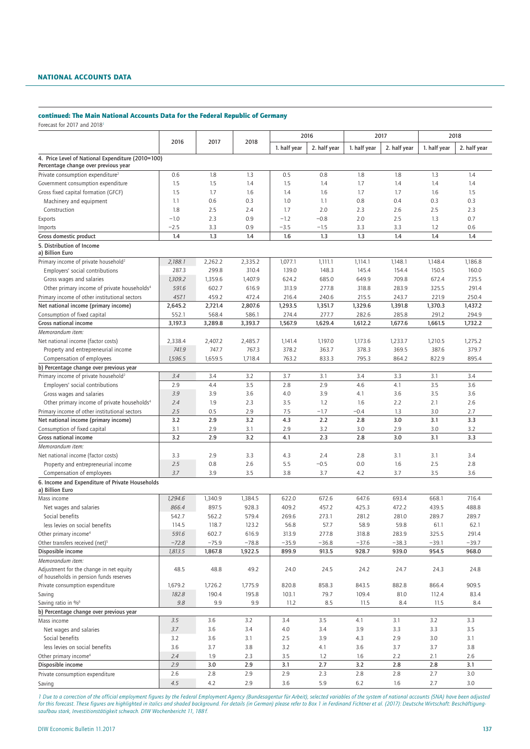## continued: The Main National Accounts Data for the Federal Republic of Germany

Forecast for 2017 and 2018[1]

| | 2016 | 2017 | 2018 | 2016 | | 2017 | | 2018 | |
|---|---|---|---|---|---|---|---|---|---|
| | | | | 1. half year | 2. half year | 1. half year | 2. half year | 1. half year | 2. half year |
| **4. Price Level of National Expenditure (2010=100) Percentage change over previous year** | | | | | | | | | |
| Private consumption expenditure[2] | 0.6 | 1.8 | 1.3 | 0.5 | 0.8 | 1.8 | 1.8 | 1.3 | 1.4 |
| Government consumption expenditure | 1.5 | 1.5 | 1.4 | 1.5 | 1.4 | 1.7 | 1.4 | 1.4 | 1.4 |
| Gross fixed capital formation (GFCF) | 1.5 | 1.7 | 1.6 | 1.4 | 1.6 | 1.7 | 1.7 | 1.6 | 1.5 |
| Machinery and equipment | 1.1 | 0.6 | 0.3 | 1.0 | 1.1 | 0.8 | 0.4 | 0.3 | 0.3 |
| Construction | 1.8 | 2.5 | 2.4 | 1.7 | 2.0 | 2.3 | 2.6 | 2.5 | 2.3 |
| Exports | −1.0 | 2.3 | 0.9 | −1.2 | −0.8 | 2.0 | 2.5 | 1.3 | 0.7 |
| Imports | −2.5 | 3.3 | 0.9 | −3.5 | −1.5 | 3.3 | 3.3 | 1.2 | 0.6 |
| **Gross domestic product** | **1.4** | **1.3** | **1.4** | **1.6** | **1.3** | **1.3** | **1.4** | **1.4** | **1.4** |
| **5. Distribution of Income** | | | | | | | | | |
| **a) Billion Euro** | | | | | | | | | |
| Primary income of private household[3] | *2,188.1* | 2,262.2 | 2,335.2 | 1,077.1 | 1,111.1 | 1,114.1 | 1,148.1 | 1,148.4 | 1,186.8 |
| Employers' social contributions | 287.3 | 299.8 | 310.4 | 139.0 | 148.3 | 145.4 | 154.4 | 150.5 | 160.0 |
| Gross wages and salaries | *1,309.2* | 1,359.6 | 1,407.9 | 624.2 | 685.0 | 649.9 | 709.8 | 672.4 | 735.5 |
| Other primary income of private households[4] | *591.6* | 602.7 | 616.9 | 313.9 | 277.8 | 318.8 | 283.9 | 325.5 | 291.4 |
| Primary income of other institutional sectors | *457.1* | 459.2 | 472.4 | 216.4 | 240.6 | 215.5 | 243.7 | 221.9 | 250.4 |
| **Net national income (primary income)** | **2,645.2** | **2,721.4** | **2,807.6** | **1,293.5** | **1,351.7** | **1,329.6** | **1,391.8** | **1,370.3** | **1,437.2** |
| Consumption of fixed capital | 552.1 | 568.4 | 586.1 | 274.4 | 277.7 | 282.6 | 285.8 | 291.2 | 294.9 |
| **Gross national income** | **3,197.3** | **3,289.8** | **3,393.7** | **1,567.9** | **1,629.4** | **1,612.2** | **1,677.6** | **1,661.5** | **1,732.2** |
| *Memorandum item:* | | | | | | | | | |
| Net national income (factor costs) | 2,338.4 | 2,407.2 | 2,485.7 | 1,141.4 | 1,197.0 | 1,173.6 | 1,233.7 | 1,210.5 | 1,275.2 |
| Property and entrepreneurial income | *741.9* | 747.7 | 767.3 | 378.2 | 363.7 | 378.3 | 369.5 | 387.6 | 379.7 |
| Compensation of employees | *1,596.5* | 1,659.5 | 1,718.4 | 763.2 | 833.3 | 795.3 | 864.2 | 822.9 | 895.4 |
| **b) Percentage change over previous year** | | | | | | | | | |
| Primary income of private household[3] | *3.4* | 3.4 | 3.2 | 3.7 | 3.1 | 3.4 | 3.3 | 3.1 | 3.4 |
| Employers' social contributions | 2.9 | 4.4 | 3.5 | 2.8 | 2.9 | 4.6 | 4.1 | 3.5 | 3.6 |
| Gross wages and salaries | *3.9* | 3.9 | 3.6 | 4.0 | 3.9 | 4.1 | 3.6 | 3.5 | 3.6 |
| Other primary income of private households[4] | *2.4* | 1.9 | 2.3 | 3.5 | 1.2 | 1.6 | 2.2 | 2.1 | 2.6 |
| Primary income of other institutional sectors | *2.5* | 0.5 | 2.9 | 7.5 | −1.7 | −0.4 | 1.3 | 3.0 | 2.7 |
| **Net national income (primary income)** | **3.2** | **2.9** | **3.2** | **4.3** | **2.2** | **2.8** | **3.0** | **3.1** | **3.3** |
| Consumption of fixed capital | 3.1 | 2.9 | 3.1 | 2.9 | 3.2 | 3.0 | 2.9 | 3.0 | 3.2 |
| **Gross national income** | **3.2** | **2.9** | **3.2** | **4.1** | **2.3** | **2.8** | **3.0** | **3.1** | **3.3** |
| *Memorandum item:* | | | | | | | | | |
| Net national income (factor costs) | 3.3 | 2.9 | 3.3 | 4.3 | 2.4 | 2.8 | 3.1 | 3.1 | 3.4 |
| Property and entrepreneurial income | *2.5* | 0.8 | 2.6 | 5.5 | −0.5 | 0.0 | 1.6 | 2.5 | 2.8 |
| Compensation of employees | *3.7* | 3.9 | 3.5 | 3.8 | 3.7 | 4.2 | 3.7 | 3.5 | 3.6 |
| **6. Income and Expenditure of Private Households** | | | | | | | | | |
| **a) Billion Euro** | | | | | | | | | |
| Mass income | *1,294.6* | 1,340.9 | 1,384.5 | 622.0 | 672.6 | 647.6 | 693.4 | 668.1 | 716.4 |
| Net wages and salaries | *866.4* | 897.5 | 928.3 | 409.2 | 457.2 | 425.3 | 472.2 | 439.5 | 488.8 |
| Social benefits | 542.7 | 562.2 | 579.4 | 269.6 | 273.1 | 281.2 | 281.0 | 289.7 | 289.7 |
| less levies on social benefits | 114.5 | 118.7 | 123.2 | 56.8 | 57.7 | 58.9 | 59.8 | 61.1 | 62.1 |
| Other primary income[4] | *591.6* | 602.7 | 616.9 | 313.9 | 277.8 | 318.8 | 283.9 | 325.5 | 291.4 |
| Other transfers received (net)[5] | *−72.8* | −75.9 | −78.8 | −35.9 | −36.8 | −37.6 | −38.3 | −39.1 | −39.7 |
| **Disposible income** | *1,813.5* | **1,867.8** | **1,922.5** | **899.9** | **913.5** | **928.7** | **939.0** | **954.5** | **968.0** |
| *Memorandum item:* | | | | | | | | | |
| Adjustment for the change in net equity of households in pension funds reserves | 48.5 | 48.8 | 49.2 | 24.0 | 24.5 | 24.2 | 24.7 | 24.3 | 24.8 |
| Private consumption expenditure | 1,679.2 | 1,726.2 | 1,775.9 | 820.8 | 858.3 | 843.5 | 882.8 | 866.4 | 909.5 |
| Saving | *182.8* | 190.4 | 195.8 | 103.1 | 79.7 | 109.4 | 81.0 | 112.4 | 83.4 |
| Saving ratio in %[6] | *9.8* | 9.9 | 9.9 | 11.2 | 8.5 | 11.5 | 8.4 | 11.5 | 8.4 |
| **b) Percentage change over previous year** | | | | | | | | | |
| Mass income | *3.5* | 3.6 | 3.2 | 3.4 | 3.5 | 4.1 | 3.1 | 3.2 | 3.3 |
| Net wages and salaries | *3.7* | 3.6 | 3.4 | 4.0 | 3.4 | 3.9 | 3.3 | 3.3 | 3.5 |
| Social benefits | 3.2 | 3.6 | 3.1 | 2.5 | 3.9 | 4.3 | 2.9 | 3.0 | 3.1 |
| less levies on social benefits | 3.6 | 3.7 | 3.8 | 3.2 | 4.1 | 3.6 | 3.7 | 3.7 | 3.8 |
| Other primary income[4] | *2.4* | 1.9 | 2.3 | 3.5 | 1.2 | 1.6 | 2.2 | 2.1 | 2.6 |
| **Disposible income** | *2.9* | **3.0** | **2.9** | **3.1** | **2.7** | **3.2** | **2.8** | **2.8** | **3.1** |
| Private consumption expenditure | 2.6 | 2.8 | 2.9 | 2.9 | 2.3 | 2.8 | 2.8 | 2.7 | 3.0 |
| Saving | *4.5* | 4.2 | 2.9 | 3.6 | 5.9 | 6.2 | 1.6 | 2.7 | 3.0 |

*1 Due to a correction of the official employment figures by the Federal Employment Agency (Bundesagentur für Arbeit), selected variables of the system of national accounts (SNA) have been adjusted for this forecast. These figures are highlighted in italics and shaded background. For details (in German) please refer to Box 1 in Ferdinand Fichtner et al. (2017): Deutsche Wirtschaft: Beschäftigungsaufbau stark, Investitionstätigkeit schwach. DIW Wochenbericht 11, 188 f.*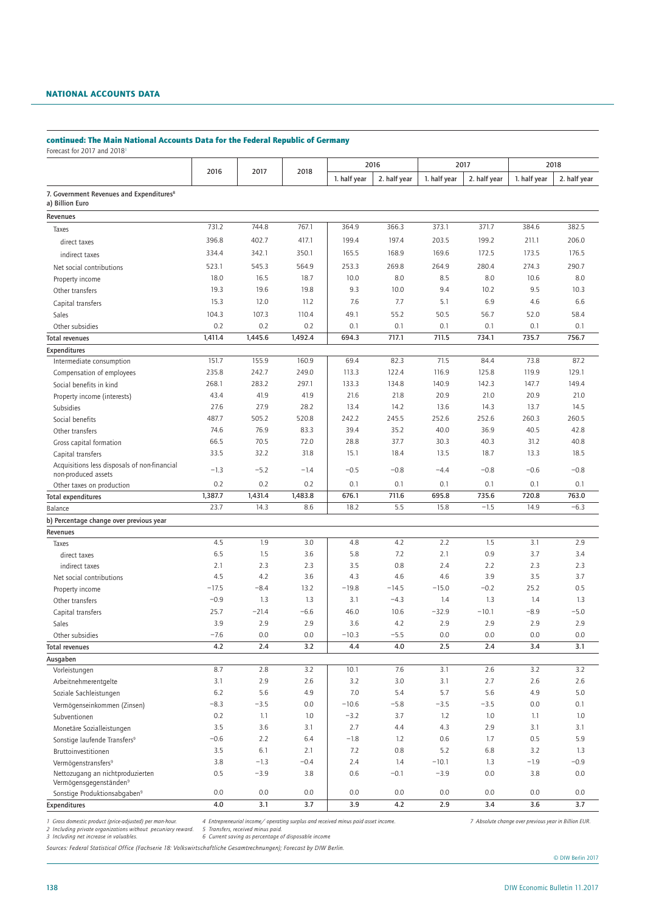## NATIONAL ACCOUNTS DATA

### continued: The Main National Accounts Data for the Federal Republic of Germany

Forecast for 2017 and 2018[1]

| | 2016 | 2017 | 2018 | 2016 | | 2017 | | 2018 | |
|---|---|---|---|---|---|---|---|---|---|
| | | | | 1. half year | 2. half year | 1. half year | 2. half year | 1. half year | 2. half year |
| **7. Government Revenues and Expenditures[8]** | | | | | | | | | |
| **a) Billion Euro** | | | | | | | | | |
| **Revenues** | | | | | | | | | |
| Taxes | 731.2 | 744.8 | 767.1 | 364.9 | 366.3 | 373.1 | 371.7 | 384.6 | 382.5 |
| direct taxes | 396.8 | 402.7 | 417.1 | 199.4 | 197.4 | 203.5 | 199.2 | 211.1 | 206.0 |
| indirect taxes | 334.4 | 342.1 | 350.1 | 165.5 | 168.9 | 169.6 | 172.5 | 173.5 | 176.5 |
| Net social contributions | 523.1 | 545.3 | 564.9 | 253.3 | 269.8 | 264.9 | 280.4 | 274.3 | 290.7 |
| Property income | 18.0 | 16.5 | 18.7 | 10.0 | 8.0 | 8.5 | 8.0 | 10.6 | 8.0 |
| Other transfers | 19.3 | 19.6 | 19.8 | 9.3 | 10.0 | 9.4 | 10.2 | 9.5 | 10.3 |
| Capital transfers | 15.3 | 12.0 | 11.2 | 7.6 | 7.7 | 5.1 | 6.9 | 4.6 | 6.6 |
| Sales | 104.3 | 107.3 | 110.4 | 49.1 | 55.2 | 50.5 | 56.7 | 52.0 | 58.4 |
| Other subsidies | 0.2 | 0.2 | 0.2 | 0.1 | 0.1 | 0.1 | 0.1 | 0.1 | 0.1 |
| **Total revenues** | **1,411.4** | **1,445.6** | **1,492.4** | **694.3** | **717.1** | **711.5** | **734.1** | **735.7** | **756.7** |
| **Expenditures** | | | | | | | | | |
| Intermediate consumption | 151.7 | 155.9 | 160.9 | 69.4 | 82.3 | 71.5 | 84.4 | 73.8 | 87.2 |
| Compensation of employees | 235.8 | 242.7 | 249.0 | 113.3 | 122.4 | 116.9 | 125.8 | 119.9 | 129.1 |
| Social benefits in kind | 268.1 | 283.2 | 297.1 | 133.3 | 134.8 | 140.9 | 142.3 | 147.7 | 149.4 |
| Property income (interests) | 43.4 | 41.9 | 41.9 | 21.6 | 21.8 | 20.9 | 21.0 | 20.9 | 21.0 |
| Subsidies | 27.6 | 27.9 | 28.2 | 13.4 | 14.2 | 13.6 | 14.3 | 13.7 | 14.5 |
| Social benefits | 487.7 | 505.2 | 520.8 | 242.2 | 245.5 | 252.6 | 252.6 | 260.3 | 260.5 |
| Other transfers | 74.6 | 76.9 | 83.3 | 39.4 | 35.2 | 40.0 | 36.9 | 40.5 | 42.8 |
| Gross capital formation | 66.5 | 70.5 | 72.0 | 28.8 | 37.7 | 30.3 | 40.3 | 31.2 | 40.8 |
| Capital transfers | 33.5 | 32.2 | 31.8 | 15.1 | 18.4 | 13.5 | 18.7 | 13.3 | 18.5 |
| Acquisitions less disposals of non-financial non-produced assets | −1.3 | −5.2 | −1.4 | −0.5 | −0.8 | −4.4 | −0.8 | −0.6 | −0.8 |
| Other taxes on production | 0.2 | 0.2 | 0.2 | 0.1 | 0.1 | 0.1 | 0.1 | 0.1 | 0.1 |
| **Total expenditures** | **1,387.7** | **1,431.4** | **1,483.8** | **676.1** | **711.6** | **695.8** | **735.6** | **720.8** | **763.0** |
| Balance | 23.7 | 14.3 | 8.6 | 18.2 | 5.5 | 15.8 | −1.5 | 14.9 | −6.3 |
| **b) Percentage change over previous year** | | | | | | | | | |
| **Revenues** | | | | | | | | | |
| Taxes | 4.5 | 1.9 | 3.0 | 4.8 | 4.2 | 2.2 | 1.5 | 3.1 | 2.9 |
| direct taxes | 6.5 | 1.5 | 3.6 | 5.8 | 7.2 | 2.1 | 0.9 | 3.7 | 3.4 |
| indirect taxes | 2.1 | 2.3 | 2.3 | 3.5 | 0.8 | 2.4 | 2.2 | 2.3 | 2.3 |
| Net social contributions | 4.5 | 4.2 | 3.6 | 4.3 | 4.6 | 4.6 | 3.9 | 3.5 | 3.7 |
| Property income | −17.5 | −8.4 | 13.2 | −19.8 | −14.5 | −15.0 | −0.2 | 25.2 | 0.5 |
| Other transfers | −0.9 | 1.3 | 1.3 | 3.1 | −4.3 | 1.4 | 1.3 | 1.4 | 1.3 |
| Capital transfers | 25.7 | −21.4 | −6.6 | 46.0 | 10.6 | −32.9 | −10.1 | −8.9 | −5.0 |
| Sales | 3.9 | 2.9 | 2.9 | 3.6 | 4.2 | 2.9 | 2.9 | 2.9 | 2.9 |
| Other subsidies | −7.6 | 0.0 | 0.0 | −10.3 | −5.5 | 0.0 | 0.0 | 0.0 | 0.0 |
| **Total revenues** | **4.2** | **2.4** | **3.2** | **4.4** | **4.0** | **2.5** | **2.4** | **3.4** | **3.1** |
| **Ausgaben** | | | | | | | | | |
| Vorleistungen | 8.7 | 2.8 | 3.2 | 10.1 | 7.6 | 3.1 | 2.6 | 3.2 | 3.2 |
| Arbeitnehmerentgelte | 3.1 | 2.9 | 2.6 | 3.2 | 3.0 | 3.1 | 2.7 | 2.6 | 2.6 |
| Soziale Sachleistungen | 6.2 | 5.6 | 4.9 | 7.0 | 5.4 | 5.7 | 5.6 | 4.9 | 5.0 |
| Vermögenseinkommen (Zinsen) | −8.3 | −3.5 | 0.0 | −10.6 | −5.8 | −3.5 | −3.5 | 0.0 | 0.1 |
| Subventionen | 0.2 | 1.1 | 1.0 | −3.2 | 3.7 | 1.2 | 1.0 | 1.1 | 1.0 |
| Monetäre Sozialleistungen | 3.5 | 3.6 | 3.1 | 2.7 | 4.4 | 4.3 | 2.9 | 3.1 | 3.1 |
| Sonstige laufende Transfers[9] | −0.6 | 2.2 | 6.4 | −1.8 | 1.2 | 0.6 | 1.7 | 0.5 | 5.9 |
| Bruttoinvestitionen | 3.5 | 6.1 | 2.1 | 7.2 | 0.8 | 5.2 | 6.8 | 3.2 | 1.3 |
| Vermögenstransfers[9] | 3.8 | −1.3 | −0.4 | 2.4 | 1.4 | −10.1 | 1.3 | −1.9 | −0.9 |
| Nettozugang an nichtproduzierten Vermögensgegenständen[9] | 0.5 | −3.9 | 3.8 | 0.6 | −0.1 | −3.9 | 0.0 | 3.8 | 0.0 |
| Sonstige Produktionsabgaben[9] | 0.0 | 0.0 | 0.0 | 0.0 | 0.0 | 0.0 | 0.0 | 0.0 | 0.0 |
| **Expenditures** | **4.0** | **3.1** | **3.7** | **3.9** | **4.2** | **2.9** | **3.4** | **3.6** | **3.7** |

*1 Gross domestic product (price-adjusted) per man-hour.*
*2 Including private organizations without pecuniary reward.*
*3 Including net increase in valuables.*
*4 Entrepreneurial income / operating surplus and received minus paid asset income.*
*5 Transfers, received minus paid.*
*6 Current saving as percentage of disposable income*
*7 Absolute change over previous year in Billion EUR.*

*Sources: Federal Statistical Office (Fachserie 18: Volkswirtschaftliche Gesamtrechnungen); Forecast by DIW Berlin.*

© DIW Berlin 2017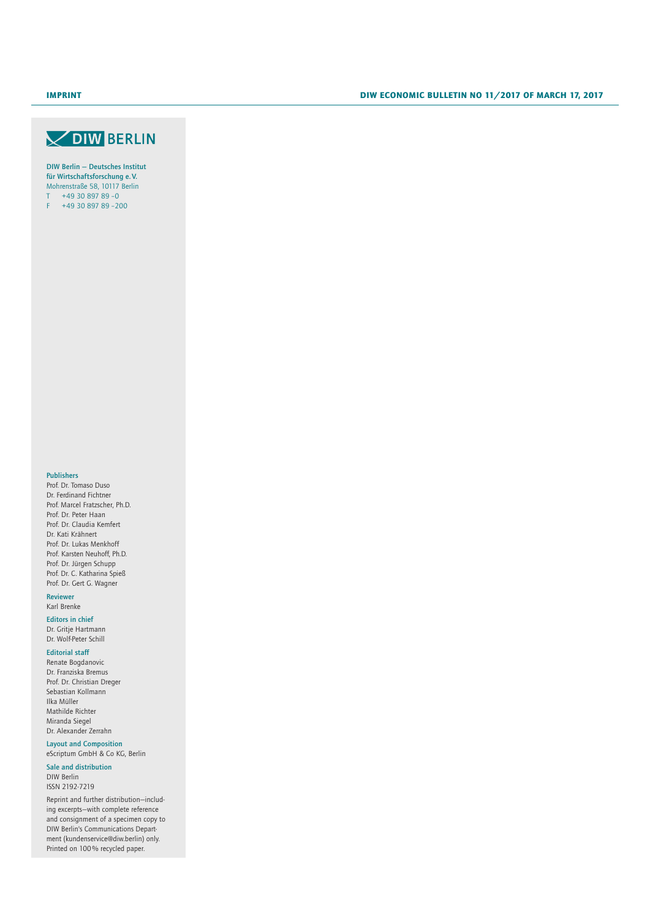DIW BERLIN

**DIW Berlin — Deutsches Institut für Wirtschaftsforschung e. V.**
Mohrenstraße 58, 10117 Berlin
T +49 30 897 89 -0
F +49 30 897 89 -200

**Publishers**
Prof. Dr. Tomaso Duso
Dr. Ferdinand Fichtner
Prof. Marcel Fratzscher, Ph.D.
Prof. Dr. Peter Haan
Prof. Dr. Claudia Kemfert
Dr. Kati Krähnert
Prof. Dr. Lukas Menkhoff
Prof. Karsten Neuhoff, Ph.D.
Prof. Dr. Jürgen Schupp
Prof. Dr. C. Katharina Spieß
Prof. Dr. Gert G. Wagner

**Reviewer**
Karl Brenke

**Editors in chief**
Dr. Gritje Hartmann
Dr. Wolf-Peter Schill

**Editorial staff**
Renate Bogdanovic
Dr. Franziska Bremus
Prof. Dr. Christian Dreger
Sebastian Kollmann
Ilka Müller
Mathilde Richter
Miranda Siegel
Dr. Alexander Zerrahn

**Layout and Composition**
eScriptum GmbH & Co KG, Berlin

**Sale and distribution**
DIW Berlin
ISSN 2192-7219

Reprint and further distribution—including excerpts—with complete reference and consignment of a specimen copy to DIW Berlin's Communications Department (kundenservice@diw.berlin) only.
Printed on 100% recycled paper.